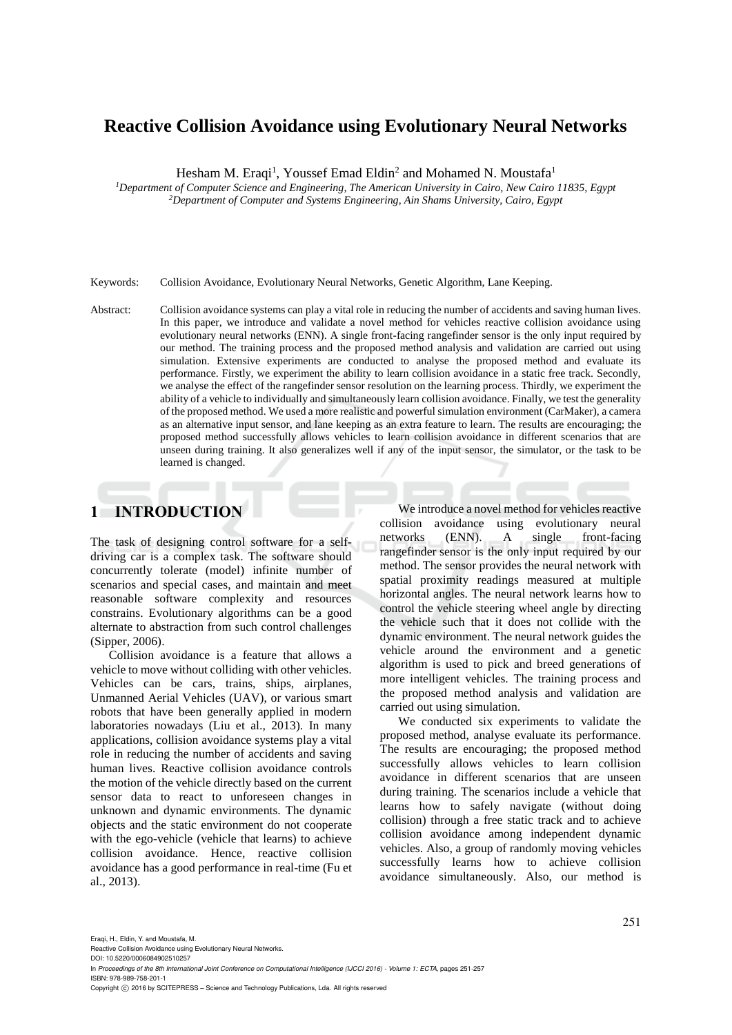# Reactive Collision Avoidance using Evolutionary Neural Networks

Hesham M. Eraqi[1], Youssef Emad Eldin[2] and Mohamed N. Moustafa[1]

[1]*Department of Computer Science and Engineering, The American University in Cairo, New Cairo 11835, Egypt*
[2]*Department of Computer and Systems Engineering, Ain Shams University, Cairo, Egypt*

Keywords: Collision Avoidance, Evolutionary Neural Networks, Genetic Algorithm, Lane Keeping.

Abstract: Collision avoidance systems can play a vital role in reducing the number of accidents and saving human lives. In this paper, we introduce and validate a novel method for vehicles reactive collision avoidance using evolutionary neural networks (ENN). A single front-facing rangefinder sensor is the only input required by our method. The training process and the proposed method analysis and validation are carried out using simulation. Extensive experiments are conducted to analyse the proposed method and evaluate its performance. Firstly, we experiment the ability to learn collision avoidance in a static free track. Secondly, we analyse the effect of the rangefinder sensor resolution on the learning process. Thirdly, we experiment the ability of a vehicle to individually and simultaneously learn collision avoidance. Finally, we test the generality of the proposed method. We used a more realistic and powerful simulation environment (CarMaker), a camera as an alternative input sensor, and lane keeping as an extra feature to learn. The results are encouraging; the proposed method successfully allows vehicles to learn collision avoidance in different scenarios that are unseen during training. It also generalizes well if any of the input sensor, the simulator, or the task to be learned is changed.

## 1 INTRODUCTION

The task of designing control software for a self-driving car is a complex task. The software should concurrently tolerate (model) infinite number of scenarios and special cases, and maintain and meet reasonable software complexity and resources constrains. Evolutionary algorithms can be a good alternate to abstraction from such control challenges (Sipper, 2006).

Collision avoidance is a feature that allows a vehicle to move without colliding with other vehicles. Vehicles can be cars, trains, ships, airplanes, Unmanned Aerial Vehicles (UAV), or various smart robots that have been generally applied in modern laboratories nowadays (Liu et al., 2013). In many applications, collision avoidance systems play a vital role in reducing the number of accidents and saving human lives. Reactive collision avoidance controls the motion of the vehicle directly based on the current sensor data to react to unforeseen changes in unknown and dynamic environments. The dynamic objects and the static environment do not cooperate with the ego-vehicle (vehicle that learns) to achieve collision avoidance. Hence, reactive collision avoidance has a good performance in real-time (Fu et al., 2013).

We introduce a novel method for vehicles reactive collision avoidance using evolutionary neural networks (ENN). A single front-facing rangefinder sensor is the only input required by our method. The sensor provides the neural network with spatial proximity readings measured at multiple horizontal angles. The neural network learns how to control the vehicle steering wheel angle by directing the vehicle such that it does not collide with the dynamic environment. The neural network guides the vehicle around the environment and a genetic algorithm is used to pick and breed generations of more intelligent vehicles. The training process and the proposed method analysis and validation are carried out using simulation.

We conducted six experiments to validate the proposed method, analyse evaluate its performance. The results are encouraging; the proposed method successfully allows vehicles to learn collision avoidance in different scenarios that are unseen during training. The scenarios include a vehicle that learns how to safely navigate (without doing collision) through a free static track and to achieve collision avoidance among independent dynamic vehicles. Also, a group of randomly moving vehicles successfully learns how to achieve collision avoidance simultaneously. Also, our method is

Eraqi, H., Eldin, Y. and Moustafa, M.
Reactive Collision Avoidance using Evolutionary Neural Networks.
DOI: 10.5220/0006084902510257
In *Proceedings of the 8th International Joint Conference on Computational Intelligence (IJCCI 2016) - Volume 1: ECTA*, pages 251-257
ISBN: 978-989-758-201-1
Copyright © 2016 by SCITEPRESS – Science and Technology Publications, Lda. All rights reserved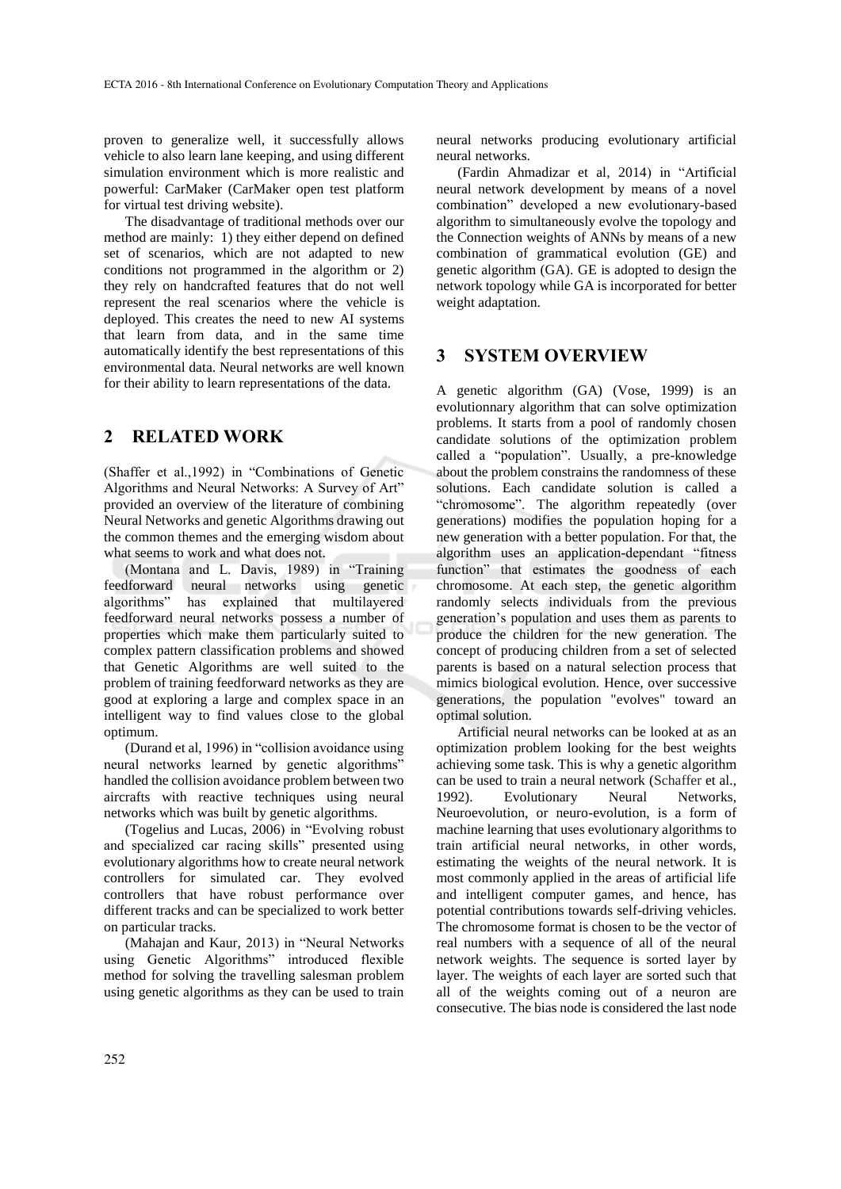proven to generalize well, it successfully allows vehicle to also learn lane keeping, and using different simulation environment which is more realistic and powerful: CarMaker (CarMaker open test platform for virtual test driving website).

The disadvantage of traditional methods over our method are mainly: 1) they either depend on defined set of scenarios, which are not adapted to new conditions not programmed in the algorithm or 2) they rely on handcrafted features that do not well represent the real scenarios where the vehicle is deployed. This creates the need to new AI systems that learn from data, and in the same time automatically identify the best representations of this environmental data. Neural networks are well known for their ability to learn representations of the data.

## 2 RELATED WORK

(Shaffer et al.,1992) in "Combinations of Genetic Algorithms and Neural Networks: A Survey of Art" provided an overview of the literature of combining Neural Networks and genetic Algorithms drawing out the common themes and the emerging wisdom about what seems to work and what does not.

(Montana and L. Davis, 1989) in "Training feedforward neural networks using genetic algorithms" has explained that multilayered feedforward neural networks possess a number of properties which make them particularly suited to complex pattern classification problems and showed that Genetic Algorithms are well suited to the problem of training feedforward networks as they are good at exploring a large and complex space in an intelligent way to find values close to the global optimum.

(Durand et al, 1996) in "collision avoidance using neural networks learned by genetic algorithms" handled the collision avoidance problem between two aircrafts with reactive techniques using neural networks which was built by genetic algorithms.

(Togelius and Lucas, 2006) in "Evolving robust and specialized car racing skills" presented using evolutionary algorithms how to create neural network controllers for simulated car. They evolved controllers that have robust performance over different tracks and can be specialized to work better on particular tracks.

(Mahajan and Kaur, 2013) in "Neural Networks using Genetic Algorithms" introduced flexible method for solving the travelling salesman problem using genetic algorithms as they can be used to train neural networks producing evolutionary artificial neural networks.

(Fardin Ahmadizar et al, 2014) in "Artificial neural network development by means of a novel combination" developed a new evolutionary-based algorithm to simultaneously evolve the topology and the Connection weights of ANNs by means of a new combination of grammatical evolution (GE) and genetic algorithm (GA). GE is adopted to design the network topology while GA is incorporated for better weight adaptation.

## 3 SYSTEM OVERVIEW

A genetic algorithm (GA) (Vose, 1999) is an evolutionnary algorithm that can solve optimization problems. It starts from a pool of randomly chosen candidate solutions of the optimization problem called a "population". Usually, a pre-knowledge about the problem constrains the randomness of these solutions. Each candidate solution is called a "chromosome". The algorithm repeatedly (over generations) modifies the population hoping for a new generation with a better population. For that, the algorithm uses an application-dependant "fitness function" that estimates the goodness of each chromosome. At each step, the genetic algorithm randomly selects individuals from the previous generation's population and uses them as parents to produce the children for the new generation. The concept of producing children from a set of selected parents is based on a natural selection process that mimics biological evolution. Hence, over successive generations, the population "evolves" toward an optimal solution.

Artificial neural networks can be looked at as an optimization problem looking for the best weights achieving some task. This is why a genetic algorithm can be used to train a neural network (Schaffer et al., 1992). Evolutionary Neural Networks, Neuroevolution, or neuro-evolution, is a form of machine learning that uses evolutionary algorithms to train artificial neural networks, in other words, estimating the weights of the neural network. It is most commonly applied in the areas of artificial life and intelligent computer games, and hence, has potential contributions towards self-driving vehicles. The chromosome format is chosen to be the vector of real numbers with a sequence of all of the neural network weights. The sequence is sorted layer by layer. The weights of each layer are sorted such that all of the weights coming out of a neuron are consecutive. The bias node is considered the last node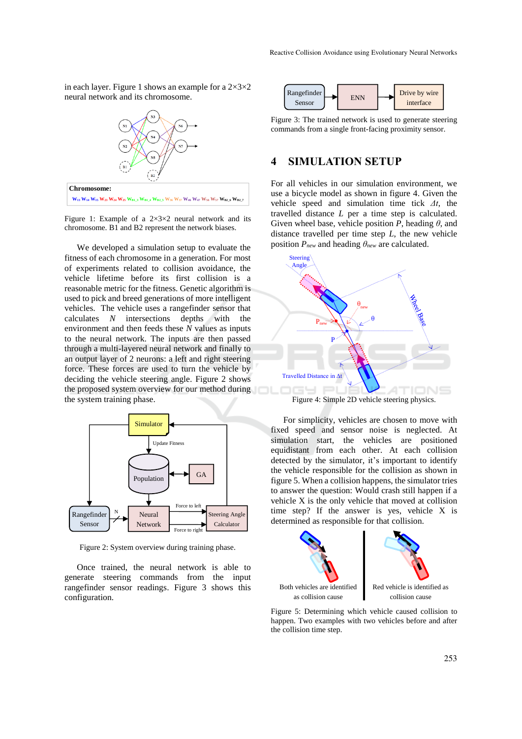in each layer. Figure 1 shows an example for a 2×3×2 neural network and its chromosome.

**Chromosome:**

$W_{13}$ $W_{14}$ $W_{15}$ $W_{23}$ $W_{24}$ $W_{25}$ $W_{B1\_3}$ $W_{B1\_4}$ $W_{B1\_5}$ $W_{36}$ $W_{37}$ $W_{46}$ $W_{47}$ $W_{56}$ $W_{57}$ $W_{B2\_6}$ $W_{B2\_7}$

Figure 1: Example of a 2×3×2 neural network and its chromosome. B1 and B2 represent the network biases.

We developed a simulation setup to evaluate the fitness of each chromosome in a generation. For most of experiments related to collision avoidance, the vehicle lifetime before its first collision is a reasonable metric for the fitness. Genetic algorithm is used to pick and breed generations of more intelligent vehicles. The vehicle uses a rangefinder sensor that calculates $N$ intersections depths with the environment and then feeds these $N$ values as inputs to the neural network. The inputs are then passed through a multi-layered neural network and finally to an output layer of 2 neurons: a left and right steering force. These forces are used to turn the vehicle by deciding the vehicle steering angle. Figure 2 shows the proposed system overview for our method during the system training phase.

Figure 2: System overview during training phase.

Once trained, the neural network is able to generate steering commands from the input rangefinder sensor readings. Figure 3 shows this configuration.

Figure 3: The trained network is used to generate steering commands from a single front-facing proximity sensor.

## 4 SIMULATION SETUP

For all vehicles in our simulation environment, we use a bicycle model as shown in figure 4. Given the vehicle speed and simulation time tick $\Delta t$, the travelled distance $L$ per a time step is calculated. Given wheel base, vehicle position $P$, heading $\theta$, and distance travelled per time step $L$, the new vehicle position $P_{new}$ and heading $\theta_{new}$ are calculated.

Figure 4: Simple 2D vehicle steering physics.

For simplicity, vehicles are chosen to move with fixed speed and sensor noise is neglected. At simulation start, the vehicles are positioned equidistant from each other. At each collision detected by the simulator, it's important to identify the vehicle responsible for the collision as shown in figure 5. When a collision happens, the simulator tries to answer the question: Would crash still happen if a vehicle X is the only vehicle that moved at collision time step? If the answer is yes, vehicle X is determined as responsible for that collision.

Figure 5: Determining which vehicle caused collision to happen. Two examples with two vehicles before and after the collision time step.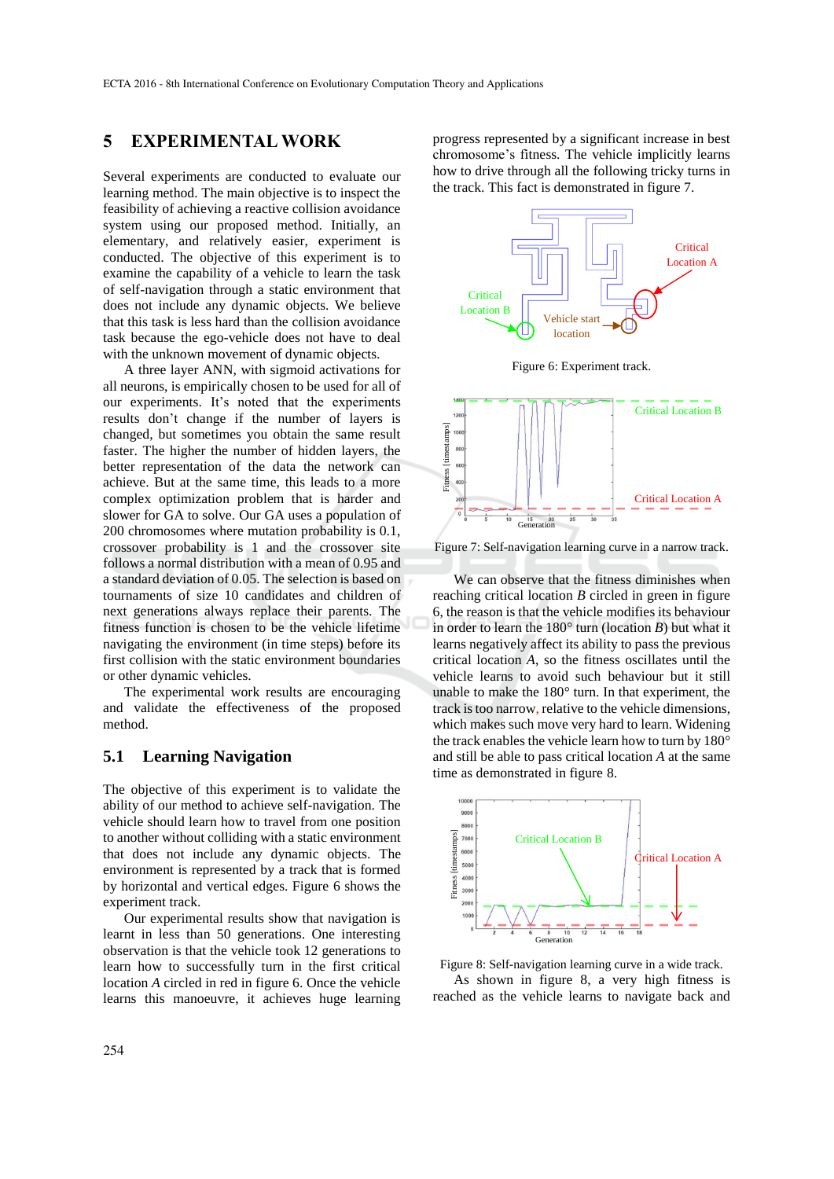## 5 EXPERIMENTAL WORK

Several experiments are conducted to evaluate our learning method. The main objective is to inspect the feasibility of achieving a reactive collision avoidance system using our proposed method. Initially, an elementary, and relatively easier, experiment is conducted. The objective of this experiment is to examine the capability of a vehicle to learn the task of self-navigation through a static environment that does not include any dynamic objects. We believe that this task is less hard than the collision avoidance task because the ego-vehicle does not have to deal with the unknown movement of dynamic objects.

A three layer ANN, with sigmoid activations for all neurons, is empirically chosen to be used for all of our experiments. It's noted that the experiments results don't change if the number of layers is changed, but sometimes you obtain the same result faster. The higher the number of hidden layers, the better representation of the data the network can achieve. But at the same time, this leads to a more complex optimization problem that is harder and slower for GA to solve. Our GA uses a population of 200 chromosomes where mutation probability is 0.1, crossover probability is 1 and the crossover site follows a normal distribution with a mean of 0.95 and a standard deviation of 0.05. The selection is based on tournaments of size 10 candidates and children of next generations always replace their parents. The fitness function is chosen to be the vehicle lifetime navigating the environment (in time steps) before its first collision with the static environment boundaries or other dynamic vehicles.

The experimental work results are encouraging and validate the effectiveness of the proposed method.

### 5.1 Learning Navigation

The objective of this experiment is to validate the ability of our method to achieve self-navigation. The vehicle should learn how to travel from one position to another without colliding with a static environment that does not include any dynamic objects. The environment is represented by a track that is formed by horizontal and vertical edges. Figure 6 shows the experiment track.

Our experimental results show that navigation is learnt in less than 50 generations. One interesting observation is that the vehicle took 12 generations to learn how to successfully turn in the first critical location *A* circled in red in figure 6. Once the vehicle learns this manoeuvre, it achieves huge learning progress represented by a significant increase in best chromosome's fitness. The vehicle implicitly learns how to drive through all the following tricky turns in the track. This fact is demonstrated in figure 7.

Figure 6: Experiment track.

Figure 7: Self-navigation learning curve in a narrow track.

We can observe that the fitness diminishes when reaching critical location *B* circled in green in figure 6, the reason is that the vehicle modifies its behaviour in order to learn the 180° turn (location *B*) but what it learns negatively affect its ability to pass the previous critical location *A*, so the fitness oscillates until the vehicle learns to avoid such behaviour but it still unable to make the 180° turn. In that experiment, the track is too narrow, relative to the vehicle dimensions, which makes such move very hard to learn. Widening the track enables the vehicle learn how to turn by 180° and still be able to pass critical location *A* at the same time as demonstrated in figure 8.

Figure 8: Self-navigation learning curve in a wide track.

As shown in figure 8, a very high fitness is reached as the vehicle learns to navigate back and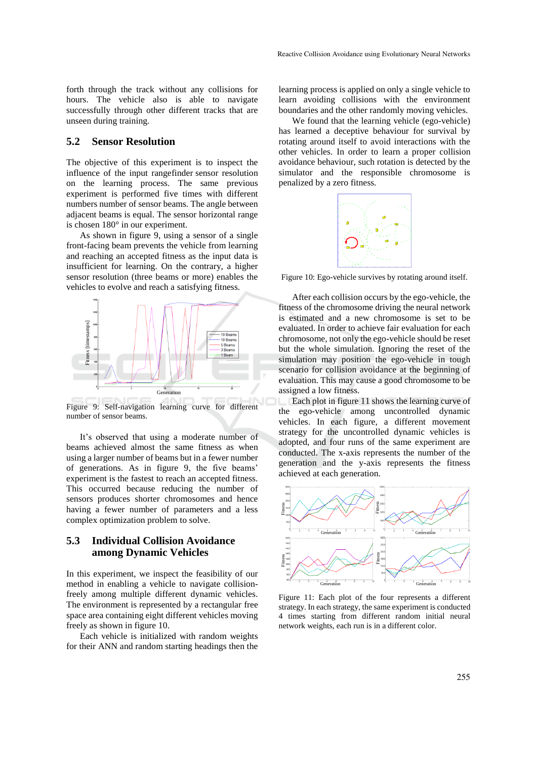forth through the track without any collisions for hours. The vehicle also is able to navigate successfully through other different tracks that are unseen during training.

## 5.2 Sensor Resolution

The objective of this experiment is to inspect the influence of the input rangefinder sensor resolution on the learning process. The same previous experiment is performed five times with different numbers number of sensor beams. The angle between adjacent beams is equal. The sensor horizontal range is chosen 180° in our experiment.

As shown in figure 9, using a sensor of a single front-facing beam prevents the vehicle from learning and reaching an accepted fitness as the input data is insufficient for learning. On the contrary, a higher sensor resolution (three beams or more) enables the vehicles to evolve and reach a satisfying fitness.

Figure 9: Self-navigation learning curve for different number of sensor beams.

It's observed that using a moderate number of beams achieved almost the same fitness as when using a larger number of beams but in a fewer number of generations. As in figure 9, the five beams' experiment is the fastest to reach an accepted fitness. This occurred because reducing the number of sensors produces shorter chromosomes and hence having a fewer number of parameters and a less complex optimization problem to solve.

## 5.3 Individual Collision Avoidance among Dynamic Vehicles

In this experiment, we inspect the feasibility of our method in enabling a vehicle to navigate collision-freely among multiple different dynamic vehicles. The environment is represented by a rectangular free space area containing eight different vehicles moving freely as shown in figure 10.

Each vehicle is initialized with random weights for their ANN and random starting headings then the learning process is applied on only a single vehicle to learn avoiding collisions with the environment boundaries and the other randomly moving vehicles.

We found that the learning vehicle (ego-vehicle) has learned a deceptive behaviour for survival by rotating around itself to avoid interactions with the other vehicles. In order to learn a proper collision avoidance behaviour, such rotation is detected by the simulator and the responsible chromosome is penalized by a zero fitness.

Figure 10: Ego-vehicle survives by rotating around itself.

After each collision occurs by the ego-vehicle, the fitness of the chromosome driving the neural network is estimated and a new chromosome is set to be evaluated. In order to achieve fair evaluation for each chromosome, not only the ego-vehicle should be reset but the whole simulation. Ignoring the reset of the simulation may position the ego-vehicle in tough scenario for collision avoidance at the beginning of evaluation. This may cause a good chromosome to be assigned a low fitness.

Each plot in figure 11 shows the learning curve of the ego-vehicle among uncontrolled dynamic vehicles. In each figure, a different movement strategy for the uncontrolled dynamic vehicles is adopted, and four runs of the same experiment are conducted. The x-axis represents the number of the generation and the y-axis represents the fitness achieved at each generation.

Figure 11: Each plot of the four represents a different strategy. In each strategy, the same experiment is conducted 4 times starting from different random initial neural network weights, each run is in a different color.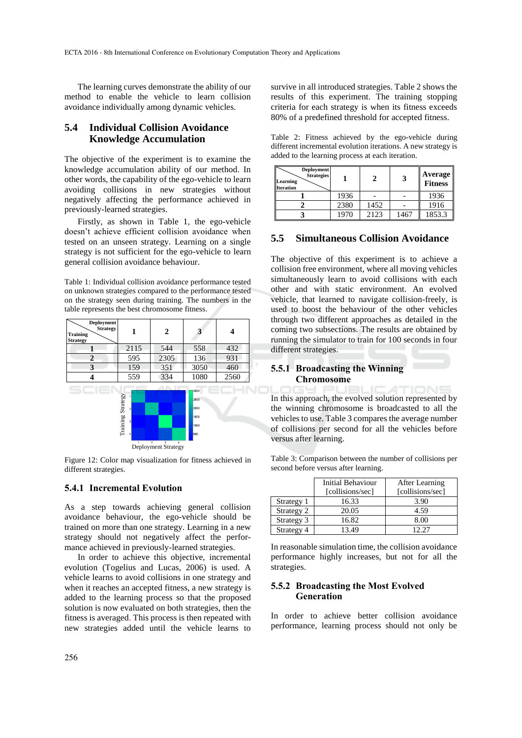The learning curves demonstrate the ability of our method to enable the vehicle to learn collision avoidance individually among dynamic vehicles.

## 5.4 Individual Collision Avoidance Knowledge Accumulation

The objective of the experiment is to examine the knowledge accumulation ability of our method. In other words, the capability of the ego-vehicle to learn avoiding collisions in new strategies without negatively affecting the performance achieved in previously-learned strategies.

Firstly, as shown in Table 1, the ego-vehicle doesn't achieve efficient collision avoidance when tested on an unseen strategy. Learning on a single strategy is not sufficient for the ego-vehicle to learn general collision avoidance behaviour.

Table 1: Individual collision avoidance performance tested on unknown strategies compared to the performance tested on the strategy seen during training. The numbers in the table represents the best chromosome fitness.

| Training Strategy \ Deployment Strategy | 1 | 2 | 3 | 4 |
|---|---|---|---|---|
| **1** | 2115 | 544 | 558 | 432 |
| **2** | 595 | 2305 | 136 | 931 |
| **3** | 159 | 351 | 3050 | 460 |
| **4** | 559 | 334 | 1080 | 2560 |

Figure 12: Color map visualization for fitness achieved in different strategies.

### 5.4.1 Incremental Evolution

As a step towards achieving general collision avoidance behaviour, the ego-vehicle should be trained on more than one strategy. Learning in a new strategy should not negatively affect the performance achieved in previously-learned strategies.

In order to achieve this objective, incremental evolution (Togelius and Lucas, 2006) is used. A vehicle learns to avoid collisions in one strategy and when it reaches an accepted fitness, a new strategy is added to the learning process so that the proposed solution is now evaluated on both strategies, then the fitness is averaged. This process is then repeated with new strategies added until the vehicle learns to survive in all introduced strategies. Table 2 shows the results of this experiment. The training stopping criteria for each strategy is when its fitness exceeds 80% of a predefined threshold for accepted fitness.

Table 2: Fitness achieved by the ego-vehicle during different incremental evolution iterations. A new strategy is added to the learning process at each iteration.

| Learning Iteration \ Deployment Strategies | 1 | 2 | 3 | Average Fitness |
|---|---|---|---|---|
| **1** | 1936 | - | - | 1936 |
| **2** | 2380 | 1452 | - | 1916 |
| **3** | 1970 | 2123 | 1467 | 1853.3 |

## 5.5 Simultaneous Collision Avoidance

The objective of this experiment is to achieve a collision free environment, where all moving vehicles simultaneously learn to avoid collisions with each other and with static environment. An evolved vehicle, that learned to navigate collision-freely, is used to boost the behaviour of the other vehicles through two different approaches as detailed in the coming two subsections. The results are obtained by running the simulator to train for 100 seconds in four different strategies.

### 5.5.1 Broadcasting the Winning Chromosome

In this approach, the evolved solution represented by the winning chromosome is broadcasted to all the vehicles to use. Table 3 compares the average number of collisions per second for all the vehicles before versus after learning.

Table 3: Comparison between the number of collisions per second before versus after learning.

| | Initial Behaviour [collisions/sec] | After Learning [collisions/sec] |
|---|---|---|
| Strategy 1 | 16.33 | 3.90 |
| Strategy 2 | 20.05 | 4.59 |
| Strategy 3 | 16.82 | 8.00 |
| Strategy 4 | 13.49 | 12.27 |

In reasonable simulation time, the collision avoidance performance highly increases, but not for all the strategies.

### 5.5.2 Broadcasting the Most Evolved Generation

In order to achieve better collision avoidance performance, learning process should not only be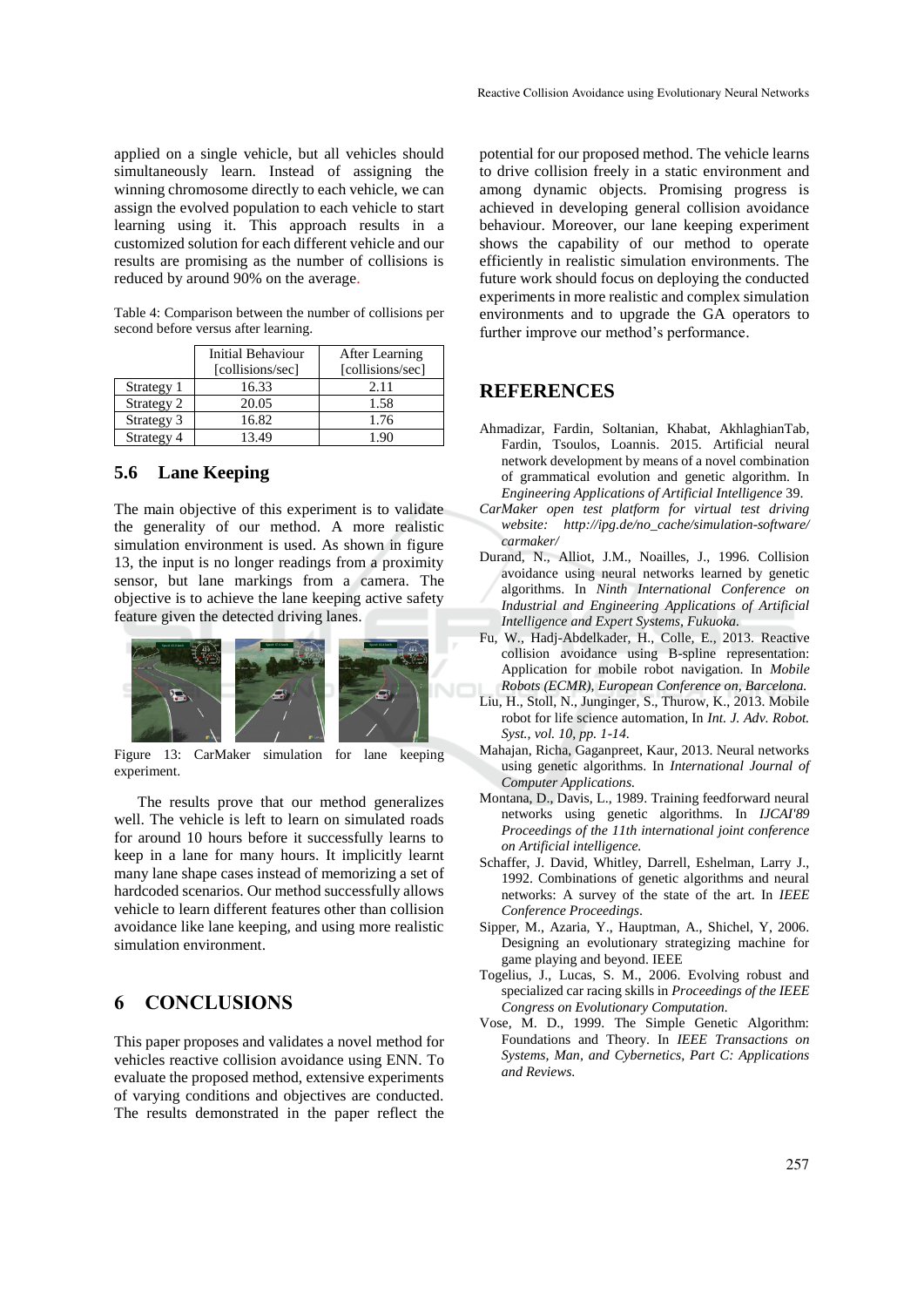applied on a single vehicle, but all vehicles should simultaneously learn. Instead of assigning the winning chromosome directly to each vehicle, we can assign the evolved population to each vehicle to start learning using it. This approach results in a customized solution for each different vehicle and our results are promising as the number of collisions is reduced by around 90% on the average.

Table 4: Comparison between the number of collisions per second before versus after learning.

| | Initial Behaviour [collisions/sec] | After Learning [collisions/sec] |
|---|---|---|
| Strategy 1 | 16.33 | 2.11 |
| Strategy 2 | 20.05 | 1.58 |
| Strategy 3 | 16.82 | 1.76 |
| Strategy 4 | 13.49 | 1.90 |

### 5.6 Lane Keeping

The main objective of this experiment is to validate the generality of our method. A more realistic simulation environment is used. As shown in figure 13, the input is no longer readings from a proximity sensor, but lane markings from a camera. The objective is to achieve the lane keeping active safety feature given the detected driving lanes.

Figure 13: CarMaker simulation for lane keeping experiment.

The results prove that our method generalizes well. The vehicle is left to learn on simulated roads for around 10 hours before it successfully learns to keep in a lane for many hours. It implicitly learnt many lane shape cases instead of memorizing a set of hardcoded scenarios. Our method successfully allows vehicle to learn different features other than collision avoidance like lane keeping, and using more realistic simulation environment.

## 6 CONCLUSIONS

This paper proposes and validates a novel method for vehicles reactive collision avoidance using ENN. To evaluate the proposed method, extensive experiments of varying conditions and objectives are conducted. The results demonstrated in the paper reflect the potential for our proposed method. The vehicle learns to drive collision freely in a static environment and among dynamic objects. Promising progress is achieved in developing general collision avoidance behaviour. Moreover, our lane keeping experiment shows the capability of our method to operate efficiently in realistic simulation environments. The future work should focus on deploying the conducted experiments in more realistic and complex simulation environments and to upgrade the GA operators to further improve our method's performance.

## REFERENCES

Ahmadizar, Fardin, Soltanian, Khabat, AkhlaghianTab, Fardin, Tsoulos, Loannis. 2015. Artificial neural network development by means of a novel combination of grammatical evolution and genetic algorithm. In *Engineering Applications of Artificial Intelligence* 39.

*CarMaker open test platform for virtual test driving website: http://ipg.de/no_cache/simulation-software/carmaker/*

Durand, N., Alliot, J.M., Noailles, J., 1996. Collision avoidance using neural networks learned by genetic algorithms. In *Ninth International Conference on Industrial and Engineering Applications of Artificial Intelligence and Expert Systems, Fukuoka.*

Fu, W., Hadj-Abdelkader, H., Colle, E., 2013. Reactive collision avoidance using B-spline representation: Application for mobile robot navigation. In *Mobile Robots (ECMR), European Conference on, Barcelona.*

Liu, H., Stoll, N., Junginger, S., Thurow, K., 2013. Mobile robot for life science automation, In *Int. J. Adv. Robot. Syst., vol. 10, pp. 1-14.*

Mahajan, Richa, Gaganpreet, Kaur, 2013. Neural networks using genetic algorithms. In *International Journal of Computer Applications.*

Montana, D., Davis, L., 1989. Training feedforward neural networks using genetic algorithms. In *IJCAI'89 Proceedings of the 11th international joint conference on Artificial intelligence.*

Schaffer, J. David, Whitley, Darrell, Eshelman, Larry J., 1992. Combinations of genetic algorithms and neural networks: A survey of the state of the art. In *IEEE Conference Proceedings.*

Sipper, M., Azaria, Y., Hauptman, A., Shichel, Y, 2006. Designing an evolutionary strategizing machine for game playing and beyond. IEEE

Togelius, J., Lucas, S. M., 2006. Evolving robust and specialized car racing skills in *Proceedings of the IEEE Congress on Evolutionary Computation.*

Vose, M. D., 1999. The Simple Genetic Algorithm: Foundations and Theory. In *IEEE Transactions on Systems, Man, and Cybernetics, Part C: Applications and Reviews.*